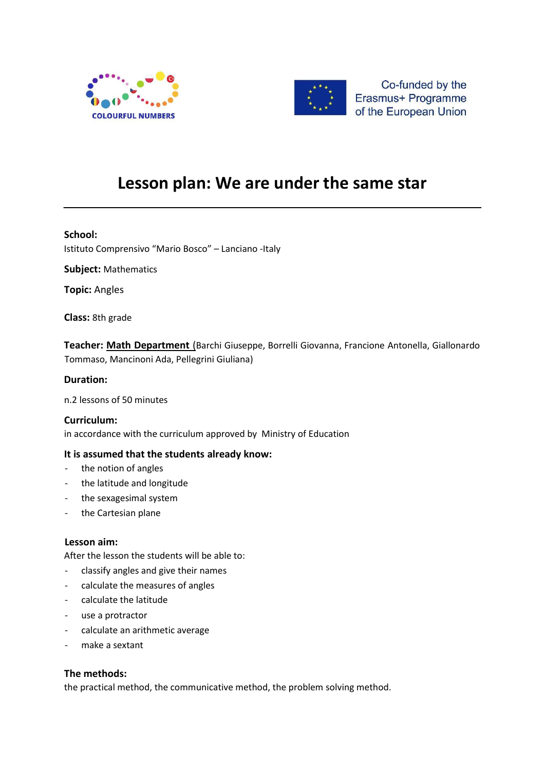COLOURFUL NUMBERS

Co-funded by the Erasmus+ Programme of the European Union

# Lesson plan: We are under the same star

**School:**
Istituto Comprensivo "Mario Bosco" – Lanciano -Italy

**Subject:** Mathematics

**Topic:** Angles

**Class:** 8th grade

**Teacher:** **Math Department** (Barchi Giuseppe, Borrelli Giovanna, Francione Antonella, Giallonardo Tommaso, Mancinoni Ada, Pellegrini Giuliana)

**Duration:**

n.2 lessons of 50 minutes

**Curriculum:**
in accordance with the curriculum approved by Ministry of Education

**It is assumed that the students already know:**

- the notion of angles
- the latitude and longitude
- the sexagesimal system
- the Cartesian plane

**Lesson aim:**
After the lesson the students will be able to:

- classify angles and give their names
- calculate the measures of angles
- calculate the latitude
- use a protractor
- calculate an arithmetic average
- make a sextant

**The methods:**
the practical method, the communicative method, the problem solving method.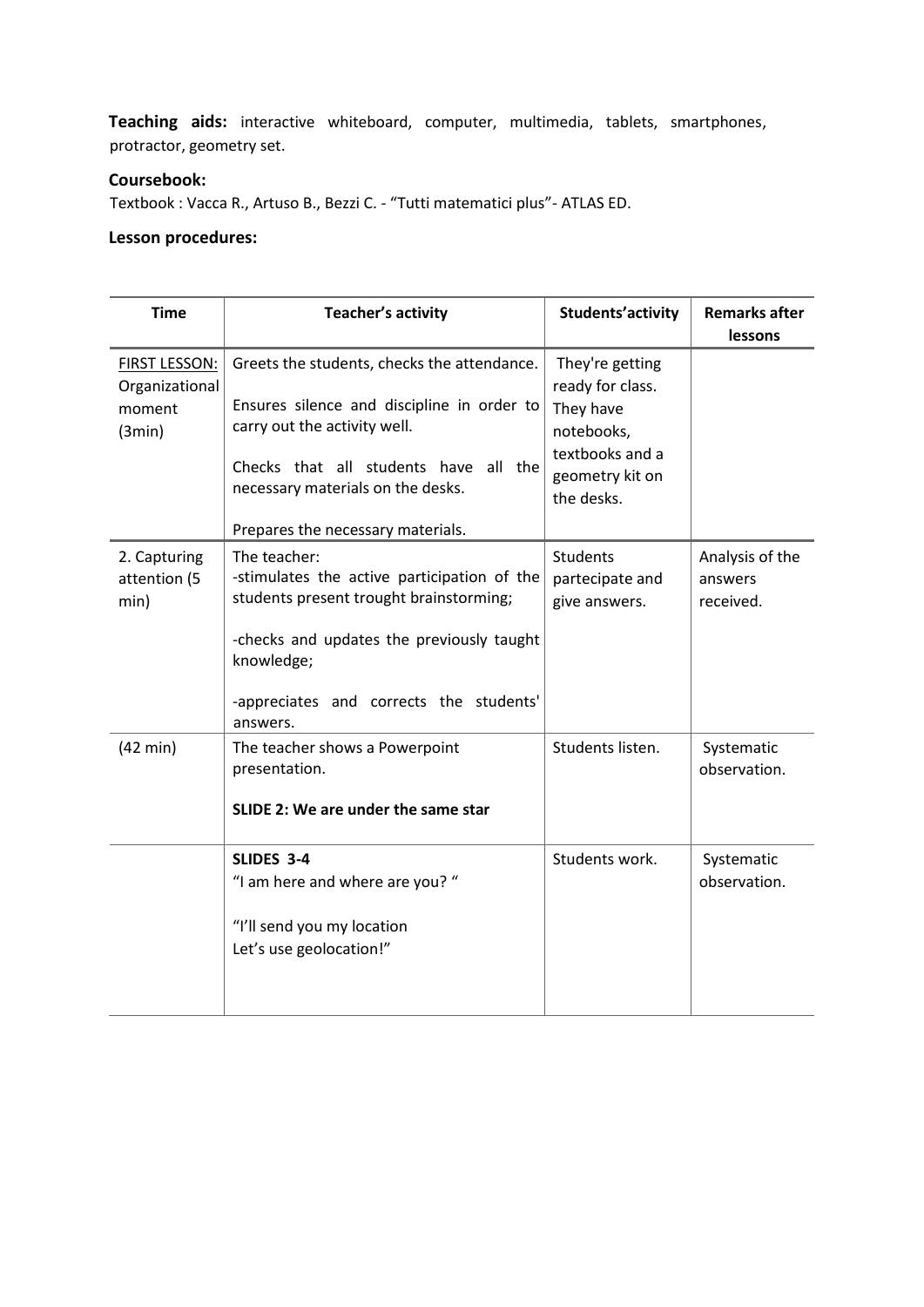**Teaching aids:** interactive whiteboard, computer, multimedia, tablets, smartphones, protractor, geometry set.

**Coursebook:**

Textbook : Vacca R., Artuso B., Bezzi C. - "Tutti matematici plus"- ATLAS ED.

**Lesson procedures:**

| Time | Teacher's activity | Students'activity | Remarks after lessons |
|---|---|---|---|
| FIRST LESSON: Organizational moment (3min) | Greets the students, checks the attendance.<br><br>Ensures silence and discipline in order to carry out the activity well.<br><br>Checks that all students have all the necessary materials on the desks.<br><br>Prepares the necessary materials. | They're getting ready for class. They have notebooks, textbooks and a geometry kit on the desks. | |
| 2. Capturing attention (5 min) | The teacher:<br>-stimulates the active participation of the students present trought brainstorming;<br><br>-checks and updates the previously taught knowledge;<br><br>-appreciates and corrects the students' answers. | Students partecipate and give answers. | Analysis of the answers received. |
| (42 min) | The teacher shows a Powerpoint presentation.<br><br>**SLIDE 2: We are under the same star** | Students listen. | Systematic observation. |
| | **SLIDES 3-4**<br>"I am here and where are you? "<br><br>"I'll send you my location<br>Let's use geolocation!" | Students work. | Systematic observation. |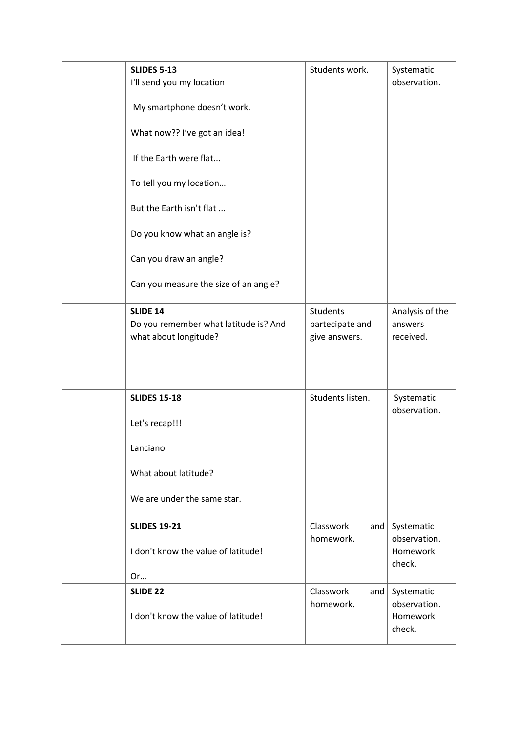| | | | |
|---|---|---|---|
| | **SLIDES 5-13**<br>I'll send you my location<br><br>My smartphone doesn't work.<br><br>What now?? I've got an idea!<br><br>If the Earth were flat...<br><br>To tell you my location…<br><br>But the Earth isn't flat ...<br><br>Do you know what an angle is?<br><br>Can you draw an angle?<br><br>Can you measure the size of an angle? | Students work. | Systematic observation. |
| | **SLIDE 14**<br>Do you remember what latitude is? And what about longitude? | Students partecipate and give answers. | Analysis of the answers received. |
| | **SLIDES 15-18**<br><br>Let's recap!!!<br><br>Lanciano<br><br>What about latitude?<br><br>We are under the same star. | Students listen. | Systematic observation. |
| | **SLIDES 19-21**<br><br>I don't know the value of latitude!<br><br>Or… | Classwork and homework. | Systematic observation. Homework check. |
| | **SLIDE 22**<br><br>I don't know the value of latitude! | Classwork and homework. | Systematic observation. Homework check. |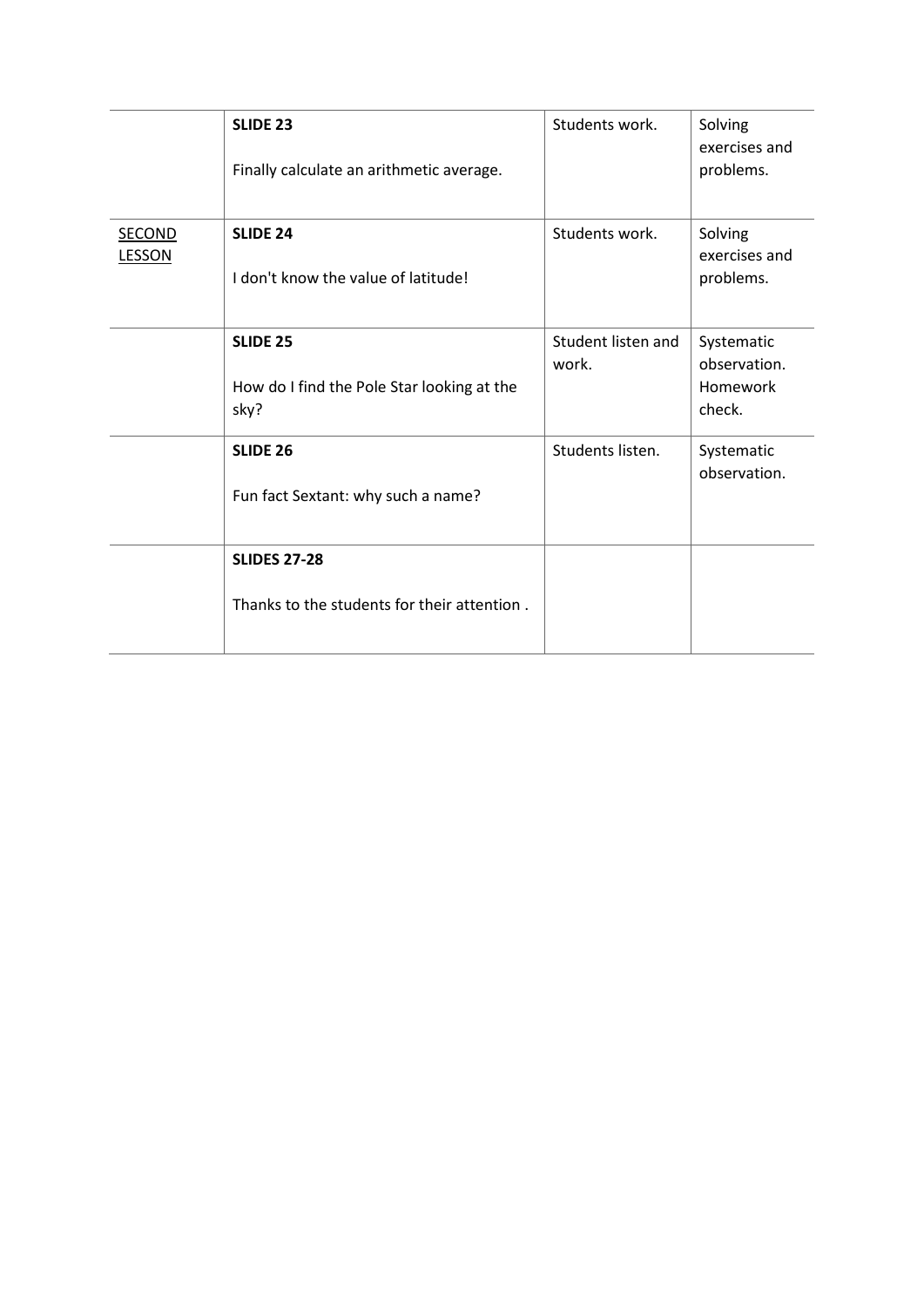| | | | |
|---|---|---|---|
| | **SLIDE 23**<br><br>Finally calculate an arithmetic average. | Students work. | Solving exercises and problems. |
| <u>SECOND LESSON</u> | **SLIDE 24**<br><br>I don't know the value of latitude! | Students work. | Solving exercises and problems. |
| | **SLIDE 25**<br><br>How do I find the Pole Star looking at the sky? | Student listen and work. | Systematic observation. Homework check. |
| | **SLIDE 26**<br><br>Fun fact Sextant: why such a name? | Students listen. | Systematic observation. |
| | **SLIDES 27-28**<br><br>Thanks to the students for their attention . | | |